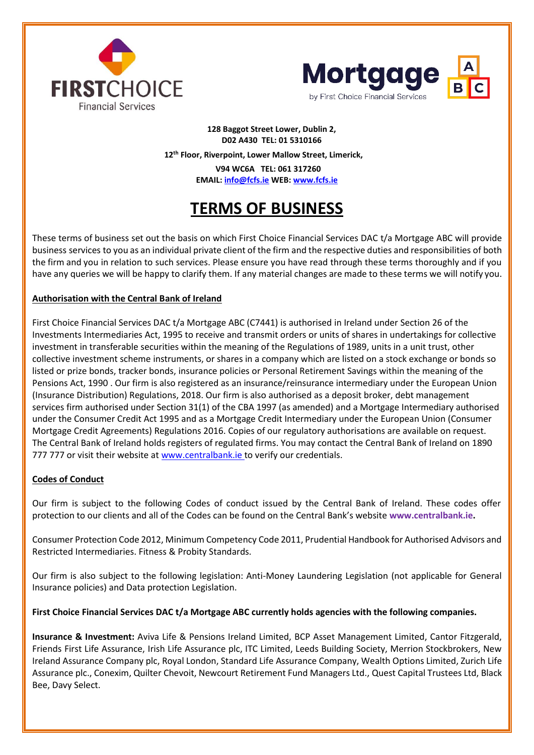FIRSTCHOICE Financial Services

Mortgage by First Choice Financial Services

**128 Baggot Street Lower, Dublin 2,**
**D02 A430 TEL: 01 5310166**

**12th Floor, Riverpoint, Lower Mallow Street, Limerick,**
**V94 WC6A TEL: 061 317260**
**EMAIL: info@fcfs.ie WEB: www.fcfs.ie**

# TERMS OF BUSINESS

These terms of business set out the basis on which First Choice Financial Services DAC t/a Mortgage ABC will provide business services to you as an individual private client of the firm and the respective duties and responsibilities of both the firm and you in relation to such services. Please ensure you have read through these terms thoroughly and if you have any queries we will be happy to clarify them. If any material changes are made to these terms we will notify you.

## Authorisation with the Central Bank of Ireland

First Choice Financial Services DAC t/a Mortgage ABC (C7441) is authorised in Ireland under Section 26 of the Investments Intermediaries Act, 1995 to receive and transmit orders or units of shares in undertakings for collective investment in transferable securities within the meaning of the Regulations of 1989, units in a unit trust, other collective investment scheme instruments, or shares in a company which are listed on a stock exchange or bonds so listed or prize bonds, tracker bonds, insurance policies or Personal Retirement Savings within the meaning of the Pensions Act, 1990 . Our firm is also registered as an insurance/reinsurance intermediary under the European Union (Insurance Distribution) Regulations, 2018. Our firm is also authorised as a deposit broker, debt management services firm authorised under Section 31(1) of the CBA 1997 (as amended) and a Mortgage Intermediary authorised under the Consumer Credit Act 1995 and as a Mortgage Credit Intermediary under the European Union (Consumer Mortgage Credit Agreements) Regulations 2016. Copies of our regulatory authorisations are available on request. The Central Bank of Ireland holds registers of regulated firms. You may contact the Central Bank of Ireland on 1890 777 777 or visit their website at www.centralbank.ie to verify our credentials.

## Codes of Conduct

Our firm is subject to the following Codes of conduct issued by the Central Bank of Ireland. These codes offer protection to our clients and all of the Codes can be found on the Central Bank's website **www.centralbank.ie.**

Consumer Protection Code 2012, Minimum Competency Code 2011, Prudential Handbook for Authorised Advisors and Restricted Intermediaries. Fitness & Probity Standards.

Our firm is also subject to the following legislation: Anti-Money Laundering Legislation (not applicable for General Insurance policies) and Data protection Legislation.

**First Choice Financial Services DAC t/a Mortgage ABC currently holds agencies with the following companies.**

**Insurance & Investment:** Aviva Life & Pensions Ireland Limited, BCP Asset Management Limited, Cantor Fitzgerald, Friends First Life Assurance, Irish Life Assurance plc, ITC Limited, Leeds Building Society, Merrion Stockbrokers, New Ireland Assurance Company plc, Royal London, Standard Life Assurance Company, Wealth Options Limited, Zurich Life Assurance plc., Conexim, Quilter Chevoit, Newcourt Retirement Fund Managers Ltd., Quest Capital Trustees Ltd, Black Bee, Davy Select.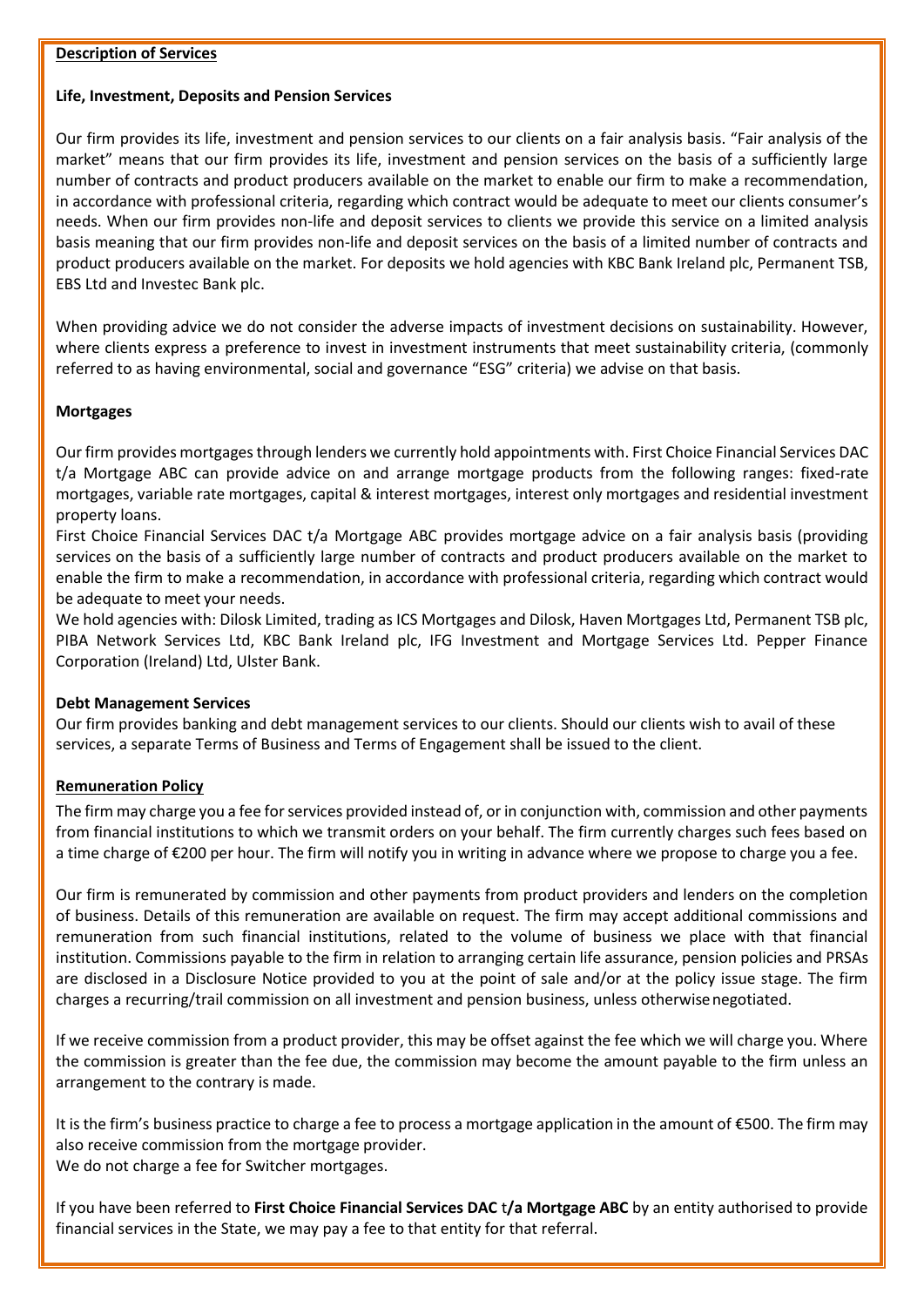## Description of Services

### Life, Investment, Deposits and Pension Services

Our firm provides its life, investment and pension services to our clients on a fair analysis basis. "Fair analysis of the market" means that our firm provides its life, investment and pension services on the basis of a sufficiently large number of contracts and product producers available on the market to enable our firm to make a recommendation, in accordance with professional criteria, regarding which contract would be adequate to meet our clients consumer's needs. When our firm provides non-life and deposit services to clients we provide this service on a limited analysis basis meaning that our firm provides non-life and deposit services on the basis of a limited number of contracts and product producers available on the market. For deposits we hold agencies with KBC Bank Ireland plc, Permanent TSB, EBS Ltd and Investec Bank plc.

When providing advice we do not consider the adverse impacts of investment decisions on sustainability. However, where clients express a preference to invest in investment instruments that meet sustainability criteria, (commonly referred to as having environmental, social and governance "ESG" criteria) we advise on that basis.

### Mortgages

Our firm provides mortgages through lenders we currently hold appointments with. First Choice Financial Services DAC t/a Mortgage ABC can provide advice on and arrange mortgage products from the following ranges: fixed-rate mortgages, variable rate mortgages, capital & interest mortgages, interest only mortgages and residential investment property loans.

First Choice Financial Services DAC t/a Mortgage ABC provides mortgage advice on a fair analysis basis (providing services on the basis of a sufficiently large number of contracts and product producers available on the market to enable the firm to make a recommendation, in accordance with professional criteria, regarding which contract would be adequate to meet your needs.

We hold agencies with: Dilosk Limited, trading as ICS Mortgages and Dilosk, Haven Mortgages Ltd, Permanent TSB plc, PIBA Network Services Ltd, KBC Bank Ireland plc, IFG Investment and Mortgage Services Ltd. Pepper Finance Corporation (Ireland) Ltd, Ulster Bank.

### Debt Management Services

Our firm provides banking and debt management services to our clients. Should our clients wish to avail of these services, a separate Terms of Business and Terms of Engagement shall be issued to the client.

## Remuneration Policy

The firm may charge you a fee for services provided instead of, or in conjunction with, commission and other payments from financial institutions to which we transmit orders on your behalf. The firm currently charges such fees based on a time charge of €200 per hour. The firm will notify you in writing in advance where we propose to charge you a fee.

Our firm is remunerated by commission and other payments from product providers and lenders on the completion of business. Details of this remuneration are available on request. The firm may accept additional commissions and remuneration from such financial institutions, related to the volume of business we place with that financial institution. Commissions payable to the firm in relation to arranging certain life assurance, pension policies and PRSAs are disclosed in a Disclosure Notice provided to you at the point of sale and/or at the policy issue stage. The firm charges a recurring/trail commission on all investment and pension business, unless otherwise negotiated.

If we receive commission from a product provider, this may be offset against the fee which we will charge you. Where the commission is greater than the fee due, the commission may become the amount payable to the firm unless an arrangement to the contrary is made.

It is the firm's business practice to charge a fee to process a mortgage application in the amount of €500. The firm may also receive commission from the mortgage provider.
We do not charge a fee for Switcher mortgages.

If you have been referred to **First Choice Financial Services DAC t/a Mortgage ABC** by an entity authorised to provide financial services in the State, we may pay a fee to that entity for that referral.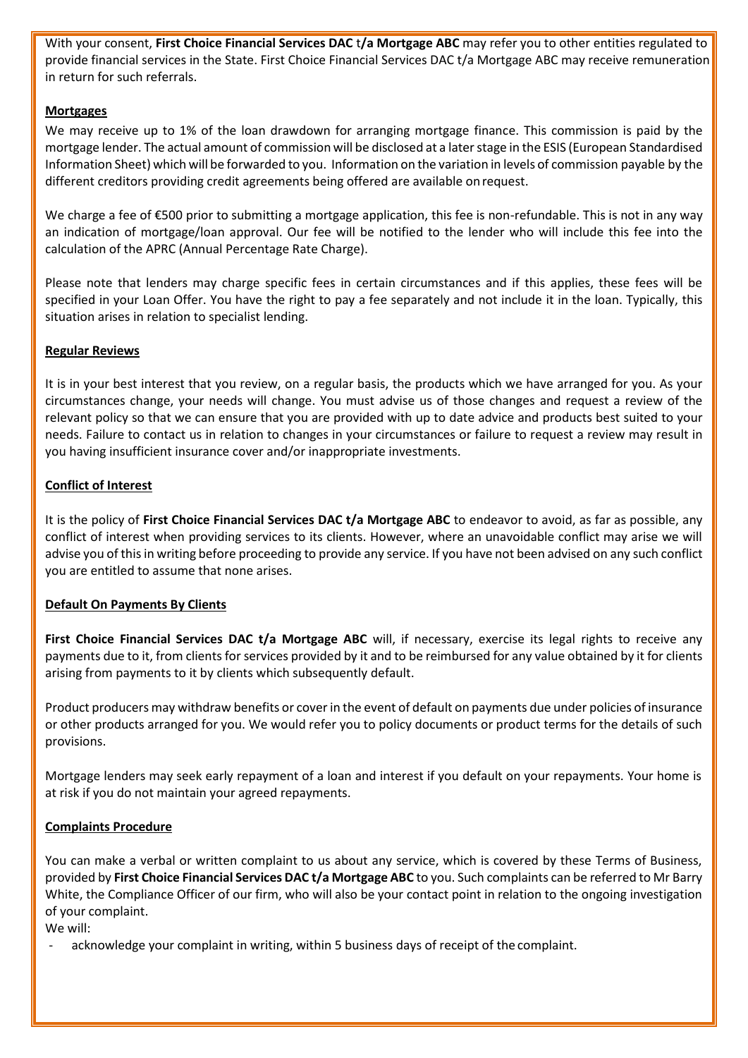With your consent, **First Choice Financial Services DAC t/a Mortgage ABC** may refer you to other entities regulated to provide financial services in the State. First Choice Financial Services DAC t/a Mortgage ABC may receive remuneration in return for such referrals.

**Mortgages**

We may receive up to 1% of the loan drawdown for arranging mortgage finance. This commission is paid by the mortgage lender. The actual amount of commission will be disclosed at a later stage in the ESIS (European Standardised Information Sheet) which will be forwarded to you. Information on the variation in levels of commission payable by the different creditors providing credit agreements being offered are available on request.

We charge a fee of €500 prior to submitting a mortgage application, this fee is non-refundable. This is not in any way an indication of mortgage/loan approval. Our fee will be notified to the lender who will include this fee into the calculation of the APRC (Annual Percentage Rate Charge).

Please note that lenders may charge specific fees in certain circumstances and if this applies, these fees will be specified in your Loan Offer. You have the right to pay a fee separately and not include it in the loan. Typically, this situation arises in relation to specialist lending.

**Regular Reviews**

It is in your best interest that you review, on a regular basis, the products which we have arranged for you. As your circumstances change, your needs will change. You must advise us of those changes and request a review of the relevant policy so that we can ensure that you are provided with up to date advice and products best suited to your needs. Failure to contact us in relation to changes in your circumstances or failure to request a review may result in you having insufficient insurance cover and/or inappropriate investments.

**Conflict of Interest**

It is the policy of **First Choice Financial Services DAC t/a Mortgage ABC** to endeavor to avoid, as far as possible, any conflict of interest when providing services to its clients. However, where an unavoidable conflict may arise we will advise you of this in writing before proceeding to provide any service. If you have not been advised on any such conflict you are entitled to assume that none arises.

**Default On Payments By Clients**

**First Choice Financial Services DAC t/a Mortgage ABC** will, if necessary, exercise its legal rights to receive any payments due to it, from clients for services provided by it and to be reimbursed for any value obtained by it for clients arising from payments to it by clients which subsequently default.

Product producers may withdraw benefits or cover in the event of default on payments due under policies of insurance or other products arranged for you. We would refer you to policy documents or product terms for the details of such provisions.

Mortgage lenders may seek early repayment of a loan and interest if you default on your repayments. Your home is at risk if you do not maintain your agreed repayments.

**Complaints Procedure**

You can make a verbal or written complaint to us about any service, which is covered by these Terms of Business, provided by **First Choice Financial Services DAC t/a Mortgage ABC** to you. Such complaints can be referred to Mr Barry White, the Compliance Officer of our firm, who will also be your contact point in relation to the ongoing investigation of your complaint.

We will:

- acknowledge your complaint in writing, within 5 business days of receipt of the complaint.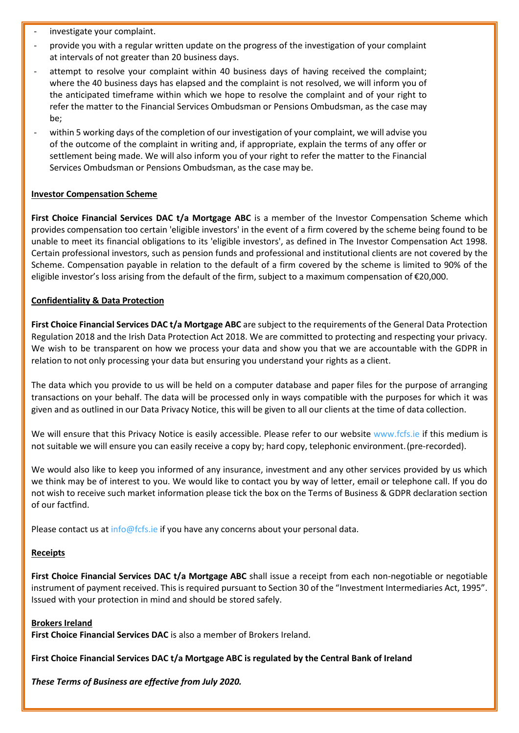- investigate your complaint.
- provide you with a regular written update on the progress of the investigation of your complaint at intervals of not greater than 20 business days.
- attempt to resolve your complaint within 40 business days of having received the complaint; where the 40 business days has elapsed and the complaint is not resolved, we will inform you of the anticipated timeframe within which we hope to resolve the complaint and of your right to refer the matter to the Financial Services Ombudsman or Pensions Ombudsman, as the case may be;
- within 5 working days of the completion of our investigation of your complaint, we will advise you of the outcome of the complaint in writing and, if appropriate, explain the terms of any offer or settlement being made. We will also inform you of your right to refer the matter to the Financial Services Ombudsman or Pensions Ombudsman, as the case may be.

**Investor Compensation Scheme**

**First Choice Financial Services DAC t/a Mortgage ABC** is a member of the Investor Compensation Scheme which provides compensation too certain 'eligible investors' in the event of a firm covered by the scheme being found to be unable to meet its financial obligations to its 'eligible investors', as defined in The Investor Compensation Act 1998. Certain professional investors, such as pension funds and professional and institutional clients are not covered by the Scheme. Compensation payable in relation to the default of a firm covered by the scheme is limited to 90% of the eligible investor's loss arising from the default of the firm, subject to a maximum compensation of €20,000.

**Confidentiality & Data Protection**

**First Choice Financial Services DAC t/a Mortgage ABC** are subject to the requirements of the General Data Protection Regulation 2018 and the Irish Data Protection Act 2018. We are committed to protecting and respecting your privacy. We wish to be transparent on how we process your data and show you that we are accountable with the GDPR in relation to not only processing your data but ensuring you understand your rights as a client.

The data which you provide to us will be held on a computer database and paper files for the purpose of arranging transactions on your behalf. The data will be processed only in ways compatible with the purposes for which it was given and as outlined in our Data Privacy Notice, this will be given to all our clients at the time of data collection.

We will ensure that this Privacy Notice is easily accessible. Please refer to our website www.fcfs.ie if this medium is not suitable we will ensure you can easily receive a copy by; hard copy, telephonic environment. (pre-recorded).

We would also like to keep you informed of any insurance, investment and any other services provided by us which we think may be of interest to you. We would like to contact you by way of letter, email or telephone call. If you do not wish to receive such market information please tick the box on the Terms of Business & GDPR declaration section of our factfind.

Please contact us at info@fcfs.ie if you have any concerns about your personal data.

**Receipts**

**First Choice Financial Services DAC t/a Mortgage ABC** shall issue a receipt from each non-negotiable or negotiable instrument of payment received. This is required pursuant to Section 30 of the "Investment Intermediaries Act, 1995". Issued with your protection in mind and should be stored safely.

**Brokers Ireland**

**First Choice Financial Services DAC** is also a member of Brokers Ireland.

**First Choice Financial Services DAC t/a Mortgage ABC is regulated by the Central Bank of Ireland**

***These Terms of Business are effective from July 2020.***